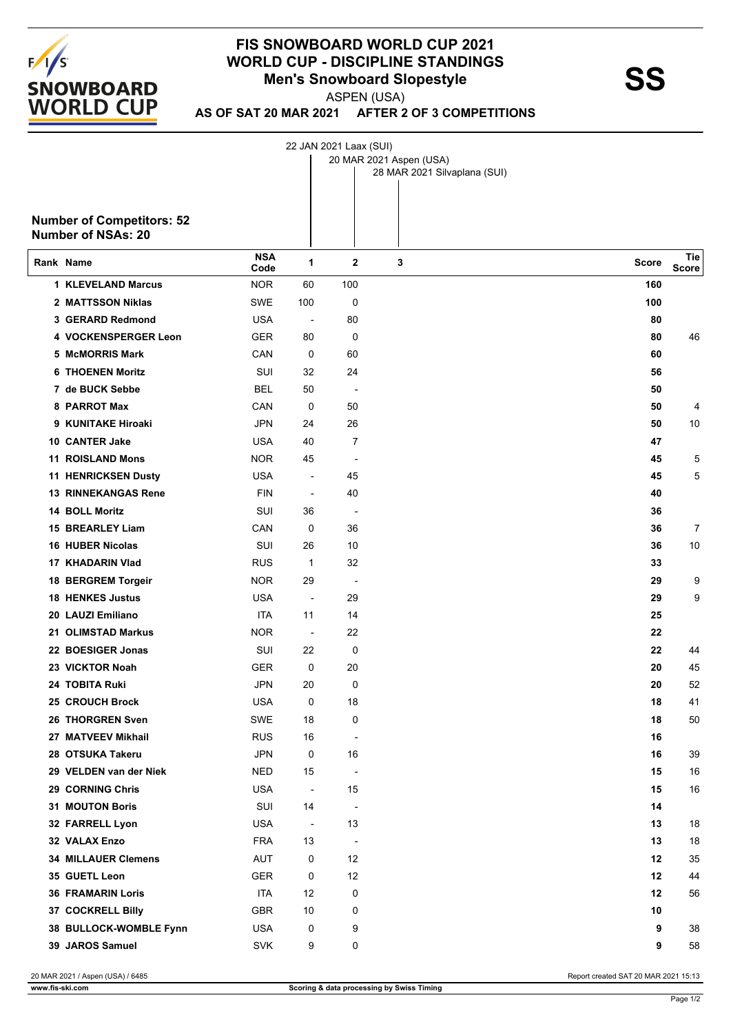# FIS SNOWBOARD WORLD CUP 2021
## WORLD CUP - DISCIPLINE STANDINGS
### Men's Snowboard Slopestyle

**SS**

ASPEN (USA)

**AS OF SAT 20 MAR 2021 AFTER 2 OF 3 COMPETITIONS**

1. 22 JAN 2021 Laax (SUI)
2. 20 MAR 2021 Aspen (USA)
3. 28 MAR 2021 Silvaplana (SUI)

**Number of Competitors: 52**
**Number of NSAs: 20**

| Rank | Name | NSA Code | 1 | 2 | 3 | Score | Tie Score |
|---|---|---|---|---|---|---|---|
| 1 | KLEVELAND Marcus | NOR | 60 | 100 | | 160 | |
| 2 | MATTSSON Niklas | SWE | 100 | 0 | | 100 | |
| 3 | GERARD Redmond | USA | - | 80 | | 80 | |
| 4 | VOCKENSPERGER Leon | GER | 80 | 0 | | 80 | 46 |
| 5 | McMORRIS Mark | CAN | 0 | 60 | | 60 | |
| 6 | THOENEN Moritz | SUI | 32 | 24 | | 56 | |
| 7 | de BUCK Sebbe | BEL | 50 | - | | 50 | |
| 8 | PARROT Max | CAN | 0 | 50 | | 50 | 4 |
| 9 | KUNITAKE Hiroaki | JPN | 24 | 26 | | 50 | 10 |
| 10 | CANTER Jake | USA | 40 | 7 | | 47 | |
| 11 | ROISLAND Mons | NOR | 45 | - | | 45 | 5 |
| 11 | HENRICKSEN Dusty | USA | - | 45 | | 45 | 5 |
| 13 | RINNEKANGAS Rene | FIN | - | 40 | | 40 | |
| 14 | BOLL Moritz | SUI | 36 | - | | 36 | |
| 15 | BREARLEY Liam | CAN | 0 | 36 | | 36 | 7 |
| 16 | HUBER Nicolas | SUI | 26 | 10 | | 36 | 10 |
| 17 | KHADARIN Vlad | RUS | 1 | 32 | | 33 | |
| 18 | BERGREM Torgeir | NOR | 29 | - | | 29 | 9 |
| 18 | HENKES Justus | USA | - | 29 | | 29 | 9 |
| 20 | LAUZI Emiliano | ITA | 11 | 14 | | 25 | |
| 21 | OLIMSTAD Markus | NOR | - | 22 | | 22 | |
| 22 | BOESIGER Jonas | SUI | 22 | 0 | | 22 | 44 |
| 23 | VICKTOR Noah | GER | 0 | 20 | | 20 | 45 |
| 24 | TOBITA Ruki | JPN | 20 | 0 | | 20 | 52 |
| 25 | CROUCH Brock | USA | 0 | 18 | | 18 | 41 |
| 26 | THORGREN Sven | SWE | 18 | 0 | | 18 | 50 |
| 27 | MATVEEV Mikhail | RUS | 16 | - | | 16 | |
| 28 | OTSUKA Takeru | JPN | 0 | 16 | | 16 | 39 |
| 29 | VELDEN van der Niek | NED | 15 | - | | 15 | 16 |
| 29 | CORNING Chris | USA | - | 15 | | 15 | 16 |
| 31 | MOUTON Boris | SUI | 14 | - | | 14 | |
| 32 | FARRELL Lyon | USA | - | 13 | | 13 | 18 |
| 32 | VALAX Enzo | FRA | 13 | - | | 13 | 18 |
| 34 | MILLAUER Clemens | AUT | 0 | 12 | | 12 | 35 |
| 35 | GUETL Leon | GER | 0 | 12 | | 12 | 44 |
| 36 | FRAMARIN Loris | ITA | 12 | 0 | | 12 | 56 |
| 37 | COCKRELL Billy | GBR | 10 | 0 | | 10 | |
| 38 | BULLOCK-WOMBLE Fynn | USA | 0 | 9 | | 9 | 38 |
| 39 | JAROS Samuel | SVK | 9 | 0 | | 9 | 58 |

20 MAR 2021 / Aspen (USA) / 6485 — Report created SAT 20 MAR 2021 15:13

www.fis-ski.com — Scoring & data processing by Swiss Timing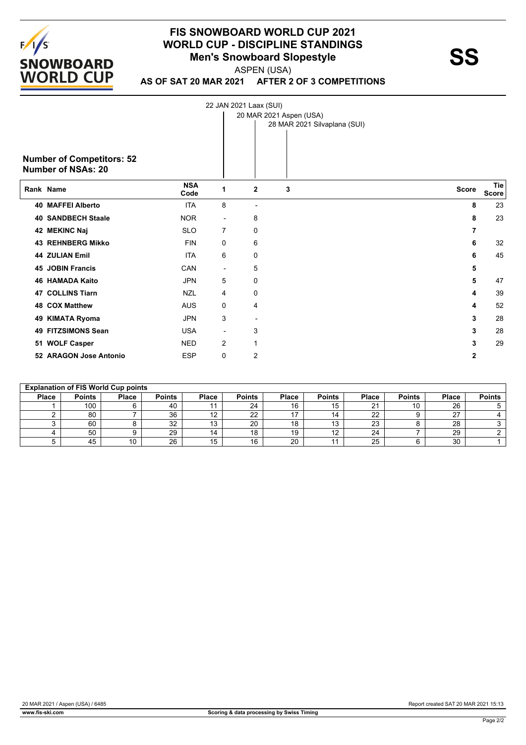# FIS SNOWBOARD WORLD CUP 2021
## WORLD CUP - DISCIPLINE STANDINGS
## Men's Snowboard Slopestyle

**SS**

ASPEN (USA)

**AS OF SAT 20 MAR 2021 AFTER 2 OF 3 COMPETITIONS**

1: 22 JAN 2021 Laax (SUI)
2: 20 MAR 2021 Aspen (USA)
3: 28 MAR 2021 Silvaplana (SUI)

**Number of Competitors: 52**
**Number of NSAs: 20**

| Rank | Name | NSA Code | 1 | 2 | 3 | Score | Tie Score |
|---|---|---|---|---|---|---|---|
| 40 | **MAFFEI Alberto** | ITA | 8 | - | | **8** | 23 |
| 40 | **SANDBECH Staale** | NOR | - | 8 | | **8** | 23 |
| 42 | **MEKINC Naj** | SLO | 7 | 0 | | **7** | |
| 43 | **REHNBERG Mikko** | FIN | 0 | 6 | | **6** | 32 |
| 44 | **ZULIAN Emil** | ITA | 6 | 0 | | **6** | 45 |
| 45 | **JOBIN Francis** | CAN | - | 5 | | **5** | |
| 46 | **HAMADA Kaito** | JPN | 5 | 0 | | **5** | 47 |
| 47 | **COLLINS Tiarn** | NZL | 4 | 0 | | **4** | 39 |
| 48 | **COX Matthew** | AUS | 0 | 4 | | **4** | 52 |
| 49 | **KIMATA Ryoma** | JPN | 3 | - | | **3** | 28 |
| 49 | **FITZSIMONS Sean** | USA | - | 3 | | **3** | 28 |
| 51 | **WOLF Casper** | NED | 2 | 1 | | **3** | 29 |
| 52 | **ARAGON Jose Antonio** | ESP | 0 | 2 | | **2** | |

**Explanation of FIS World Cup points**

| Place | Points | Place | Points | Place | Points | Place | Points | Place | Points | Place | Points |
|---|---|---|---|---|---|---|---|---|---|---|---|
| 1 | 100 | 6 | 40 | 11 | 24 | 16 | 15 | 21 | 10 | 26 | 5 |
| 2 | 80 | 7 | 36 | 12 | 22 | 17 | 14 | 22 | 9 | 27 | 4 |
| 3 | 60 | 8 | 32 | 13 | 20 | 18 | 13 | 23 | 8 | 28 | 3 |
| 4 | 50 | 9 | 29 | 14 | 18 | 19 | 12 | 24 | 7 | 29 | 2 |
| 5 | 45 | 10 | 26 | 15 | 16 | 20 | 11 | 25 | 6 | 30 | 1 |

20 MAR 2021 / Aspen (USA) / 6485

Report created SAT 20 MAR 2021 15:13

www.fis-ski.com

Scoring & data processing by Swiss Timing